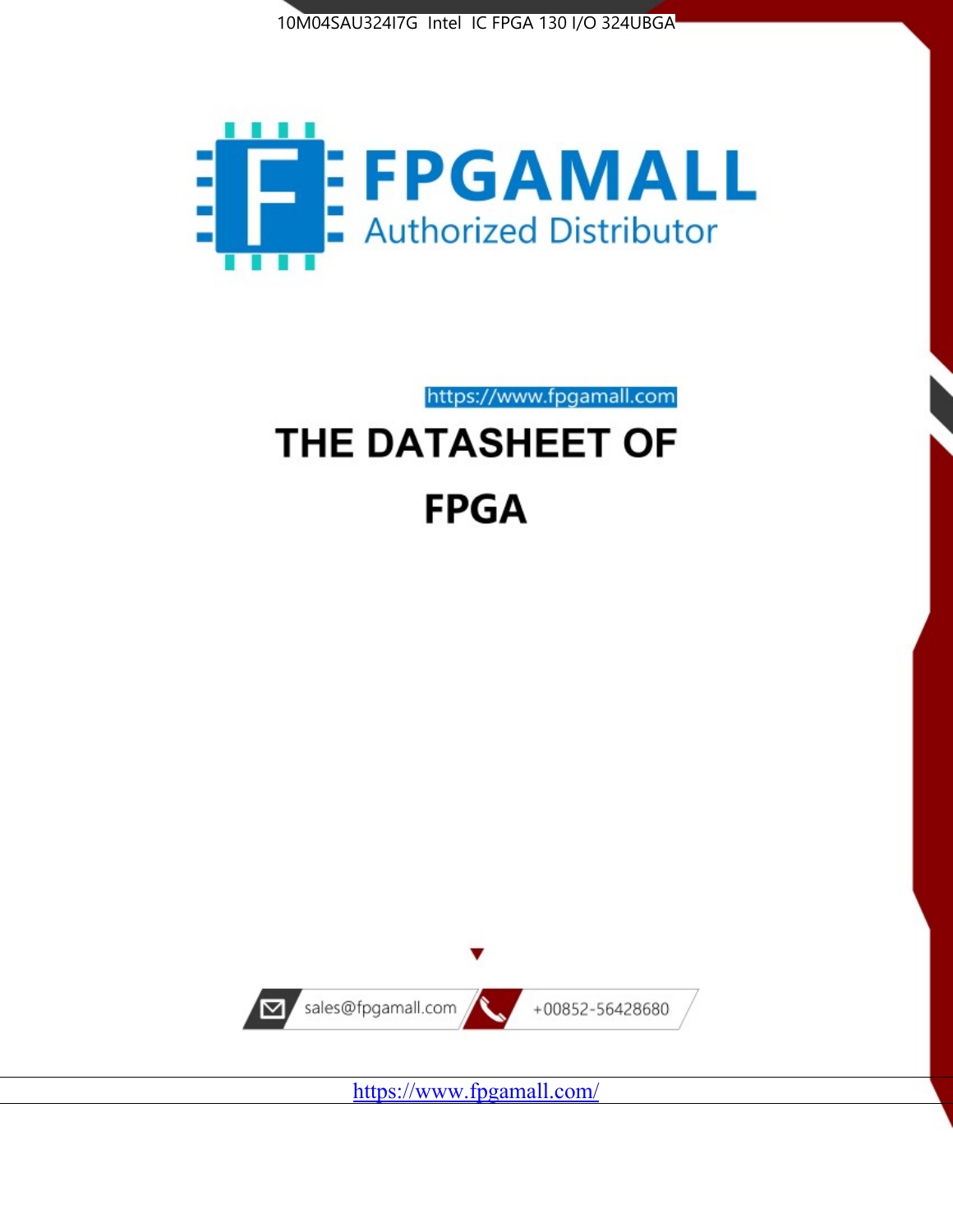10M04SAU324I7G Intel IC FPGA 130 I/O 324UBGA

FPGAMALL

Authorized Distributor

https://www.fpgamall.com

# THE DATASHEET OF

# FPGA

sales@fpgamall.com

+00852-56428680

https://www.fpgamall.com/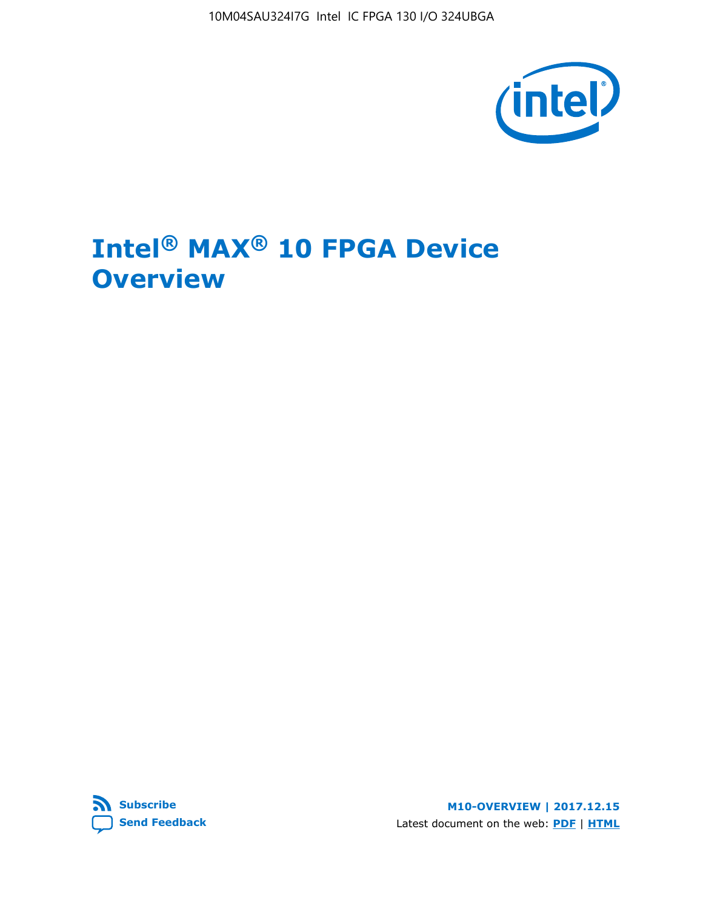# Intel® MAX® 10 FPGA Device Overview

**Subscribe**

**Send Feedback**

**M10-OVERVIEW | 2017.12.15**

Latest document on the web: **PDF** | **HTML**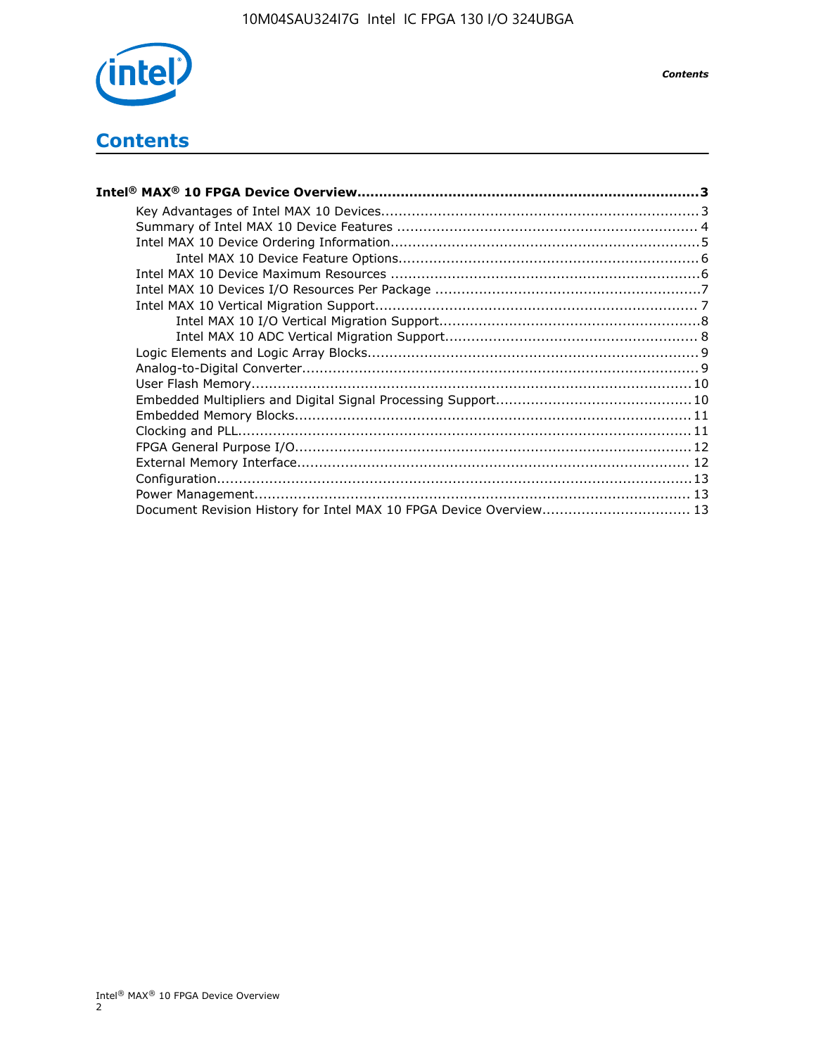# Contents

**Intel® MAX® 10 FPGA Device Overview....................................................................3**

- Key Advantages of Intel MAX 10 Devices.......................................................................3
- Summary of Intel MAX 10 Device Features ....................................................................4
- Intel MAX 10 Device Ordering Information......................................................................5
    - Intel MAX 10 Device Feature Options....................................................................6
- Intel MAX 10 Device Maximum Resources ......................................................................6
- Intel MAX 10 Devices I/O Resources Per Package ............................................................7
- Intel MAX 10 Vertical Migration Support.........................................................................7
    - Intel MAX 10 I/O Vertical Migration Support...........................................................8
    - Intel MAX 10 ADC Vertical Migration Support.........................................................8
- Logic Elements and Logic Array Blocks...........................................................................9
- Analog-to-Digital Converter..........................................................................................9
- User Flash Memory....................................................................................................10
- Embedded Multipliers and Digital Signal Processing Support............................................10
- Embedded Memory Blocks..........................................................................................11
- Clocking and PLL.......................................................................................................11
- FPGA General Purpose I/O..........................................................................................12
- External Memory Interface.........................................................................................12
- Configuration............................................................................................................13
- Power Management...................................................................................................13
- Document Revision History for Intel MAX 10 FPGA Device Overview.................................13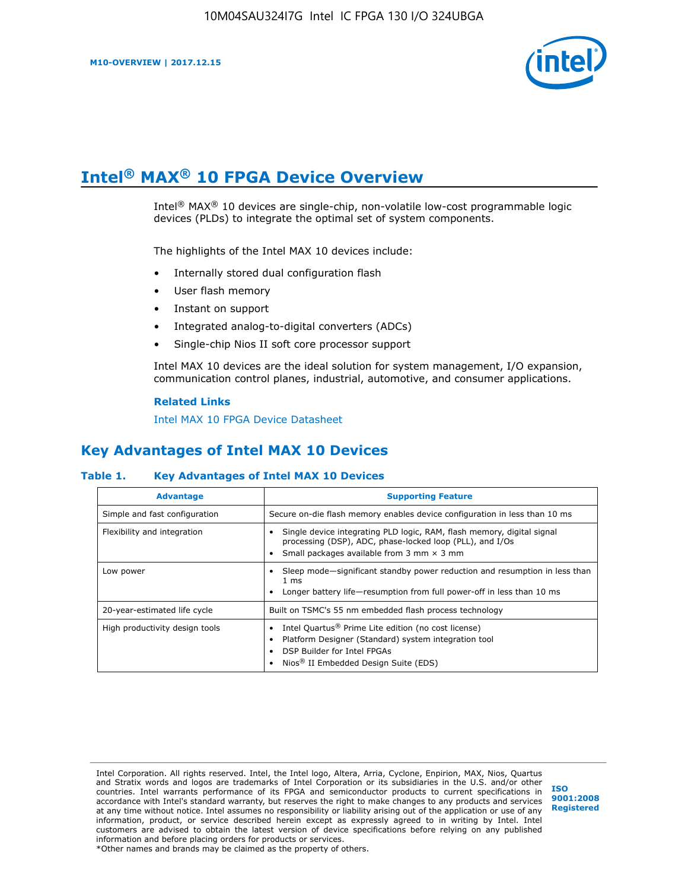# Intel® MAX® 10 FPGA Device Overview

Intel® MAX® 10 devices are single-chip, non-volatile low-cost programmable logic devices (PLDs) to integrate the optimal set of system components.

The highlights of the Intel MAX 10 devices include:

- Internally stored dual configuration flash
- User flash memory
- Instant on support
- Integrated analog-to-digital converters (ADCs)
- Single-chip Nios II soft core processor support

Intel MAX 10 devices are the ideal solution for system management, I/O expansion, communication control planes, industrial, automotive, and consumer applications.

**Related Links**

Intel MAX 10 FPGA Device Datasheet

## Key Advantages of Intel MAX 10 Devices

**Table 1. Key Advantages of Intel MAX 10 Devices**

| Advantage | Supporting Feature |
|---|---|
| Simple and fast configuration | Secure on-die flash memory enables device configuration in less than 10 ms |
| Flexibility and integration | • Single device integrating PLD logic, RAM, flash memory, digital signal processing (DSP), ADC, phase-locked loop (PLL), and I/Os<br>• Small packages available from 3 mm × 3 mm |
| Low power | • Sleep mode—significant standby power reduction and resumption in less than 1 ms<br>• Longer battery life—resumption from full power-off in less than 10 ms |
| 20-year-estimated life cycle | Built on TSMC's 55 nm embedded flash process technology |
| High productivity design tools | • Intel Quartus® Prime Lite edition (no cost license)<br>• Platform Designer (Standard) system integration tool<br>• DSP Builder for Intel FPGAs<br>• Nios® II Embedded Design Suite (EDS) |

Intel Corporation. All rights reserved. Intel, the Intel logo, Altera, Arria, Cyclone, Enpirion, MAX, Nios, Quartus and Stratix words and logos are trademarks of Intel Corporation or its subsidiaries in the U.S. and/or other countries. Intel warrants performance of its FPGA and semiconductor products to current specifications in accordance with Intel's standard warranty, but reserves the right to make changes to any products and services at any time without notice. Intel assumes no responsibility or liability arising out of the application or use of any information, product, or service described herein except as expressly agreed to in writing by Intel. Intel customers are advised to obtain the latest version of device specifications before relying on any published information and before placing orders for products or services.
*Other names and brands may be claimed as the property of others.

ISO 9001:2008 Registered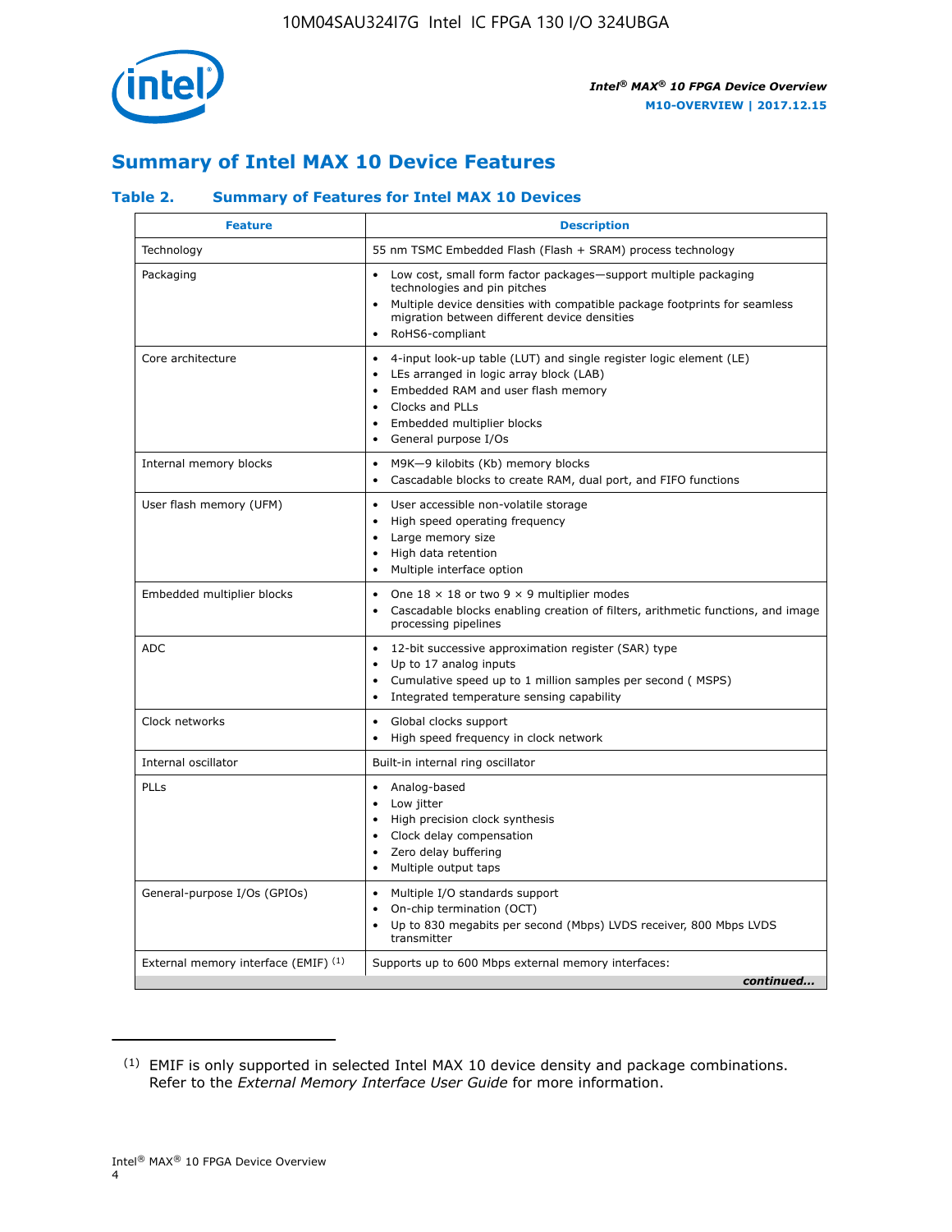## Summary of Intel MAX 10 Device Features

### Table 2. Summary of Features for Intel MAX 10 Devices

| Feature | Description |
|---|---|
| Technology | 55 nm TSMC Embedded Flash (Flash + SRAM) process technology |
| Packaging | • Low cost, small form factor packages—support multiple packaging technologies and pin pitches<br>• Multiple device densities with compatible package footprints for seamless migration between different device densities<br>• RoHS6-compliant |
| Core architecture | • 4-input look-up table (LUT) and single register logic element (LE)<br>• LEs arranged in logic array block (LAB)<br>• Embedded RAM and user flash memory<br>• Clocks and PLLs<br>• Embedded multiplier blocks<br>• General purpose I/Os |
| Internal memory blocks | • M9K—9 kilobits (Kb) memory blocks<br>• Cascadable blocks to create RAM, dual port, and FIFO functions |
| User flash memory (UFM) | • User accessible non-volatile storage<br>• High speed operating frequency<br>• Large memory size<br>• High data retention<br>• Multiple interface option |
| Embedded multiplier blocks | • One 18 × 18 or two 9 × 9 multiplier modes<br>• Cascadable blocks enabling creation of filters, arithmetic functions, and image processing pipelines |
| ADC | • 12-bit successive approximation register (SAR) type<br>• Up to 17 analog inputs<br>• Cumulative speed up to 1 million samples per second ( MSPS)<br>• Integrated temperature sensing capability |
| Clock networks | • Global clocks support<br>• High speed frequency in clock network |
| Internal oscillator | Built-in internal ring oscillator |
| PLLs | • Analog-based<br>• Low jitter<br>• High precision clock synthesis<br>• Clock delay compensation<br>• Zero delay buffering<br>• Multiple output taps |
| General-purpose I/Os (GPIOs) | • Multiple I/O standards support<br>• On-chip termination (OCT)<br>• Up to 830 megabits per second (Mbps) LVDS receiver, 800 Mbps LVDS transmitter |
| External memory interface (EMIF) [(1)] | Supports up to 600 Mbps external memory interfaces: |

*continued...*

(1) EMIF is only supported in selected Intel MAX 10 device density and package combinations. Refer to the *External Memory Interface User Guide* for more information.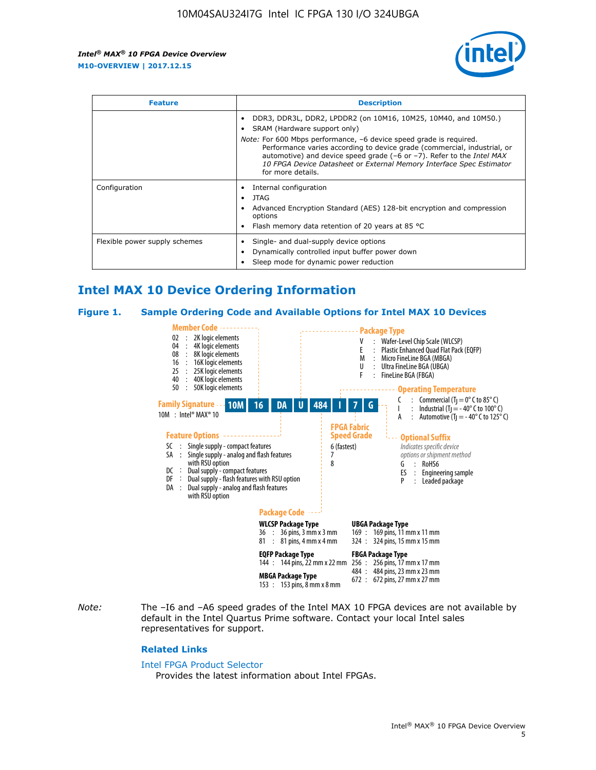| Feature | Description |
| --- | --- |
| | • DDR3, DDR3L, DDR2, LPDDR2 (on 10M16, 10M25, 10M40, and 10M50.)<br>• SRAM (Hardware support only)<br>*Note:* For 600 Mbps performance, −6 device speed grade is required. Performance varies according to device grade (commercial, industrial, or automotive) and device speed grade (−6 or −7). Refer to the *Intel MAX 10 FPGA Device Datasheet* or *External Memory Interface Spec Estimator* for more details. |
| Configuration | • Internal configuration<br>• JTAG<br>• Advanced Encryption Standard (AES) 128-bit encryption and compression options<br>• Flash memory data retention of 20 years at 85 °C |
| Flexible power supply schemes | • Single- and dual-supply device options<br>• Dynamically controlled input buffer power down<br>• Sleep mode for dynamic power reduction |

## Intel MAX 10 Device Ordering Information

**Figure 1. Sample Ordering Code and Available Options for Intel MAX 10 Devices**

Sample ordering code: **10M 16 DA U 484 I 7 G**

**Family Signature**
- 10M : Intel® MAX® 10

**Member Code**
- 02 : 2K logic elements
- 04 : 4K logic elements
- 08 : 8K logic elements
- 16 : 16K logic elements
- 25 : 25K logic elements
- 40 : 40K logic elements
- 50 : 50K logic elements

**Feature Options**
- SC : Single supply - compact features
- SA : Single supply - analog and flash features with RSU option
- DC : Dual supply - compact features
- DF : Dual supply - flash features with RSU option
- DA : Dual supply - analog and flash features with RSU option

**Package Type**
- V : Wafer-Level Chip Scale (WLCSP)
- E : Plastic Enhanced Quad Flat Pack (EQFP)
- M : Micro FineLine BGA (MBGA)
- U : Ultra FineLine BGA (UBGA)
- F : FineLine BGA (FBGA)

**Package Code**

WLCSP Package Type
- 36 : 36 pins, 3 mm x 3 mm
- 81 : 81 pins, 4 mm x 4 mm

EQFP Package Type
- 144 : 144 pins, 22 mm x 22 mm

MBGA Package Type
- 153 : 153 pins, 8 mm x 8 mm

UBGA Package Type
- 169 : 169 pins, 11 mm x 11 mm
- 324 : 324 pins, 15 mm x 15 mm

FBGA Package Type
- 256 : 256 pins, 17 mm x 17 mm
- 484 : 484 pins, 23 mm x 23 mm
- 672 : 672 pins, 27 mm x 27 mm

**Operating Temperature**
- C : Commercial ($T_J$ = 0° C to 85° C)
- I : Industrial ($T_J$ = - 40° C to 100° C)
- A : Automotive ($T_J$ = - 40° C to 125° C)

**FPGA Fabric Speed Grade**
- 6 (fastest)
- 7
- 8

**Optional Suffix**

*Indicates specific device options or shipment method*
- G : RoHS6
- ES : Engineering sample
- P : Leaded package

*Note:* The –I6 and –A6 speed grades of the Intel MAX 10 FPGA devices are not available by default in the Intel Quartus Prime software. Contact your local Intel sales representatives for support.

### Related Links

Intel FPGA Product Selector

Provides the latest information about Intel FPGAs.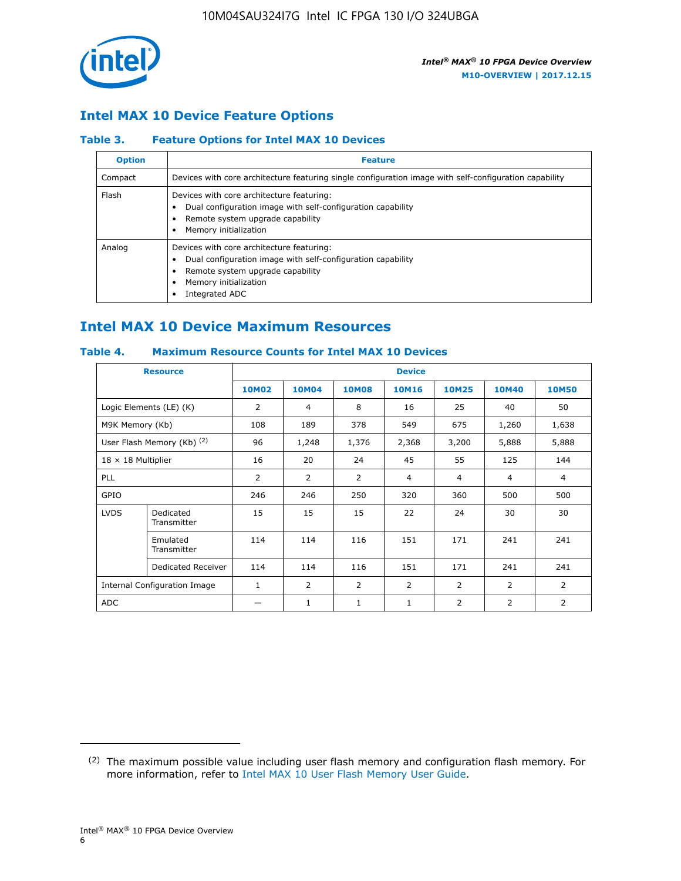## Intel MAX 10 Device Feature Options

### Table 3. Feature Options for Intel MAX 10 Devices

| Option | Feature |
|---|---|
| Compact | Devices with core architecture featuring single configuration image with self-configuration capability |
| Flash | Devices with core architecture featuring:<br>• Dual configuration image with self-configuration capability<br>• Remote system upgrade capability<br>• Memory initialization |
| Analog | Devices with core architecture featuring:<br>• Dual configuration image with self-configuration capability<br>• Remote system upgrade capability<br>• Memory initialization<br>• Integrated ADC |

## Intel MAX 10 Device Maximum Resources

### Table 4. Maximum Resource Counts for Intel MAX 10 Devices

| Resource | | Device | | | | | | |
|---|---|---|---|---|---|---|---|---|
| | | 10M02 | 10M04 | 10M08 | 10M16 | 10M25 | 10M40 | 10M50 |
| Logic Elements (LE) (K) | | 2 | 4 | 8 | 16 | 25 | 40 | 50 |
| M9K Memory (Kb) | | 108 | 189 | 378 | 549 | 675 | 1,260 | 1,638 |
| User Flash Memory (Kb) [(2)] | | 96 | 1,248 | 1,376 | 2,368 | 3,200 | 5,888 | 5,888 |
| 18 × 18 Multiplier | | 16 | 20 | 24 | 45 | 55 | 125 | 144 |
| PLL | | 2 | 2 | 2 | 4 | 4 | 4 | 4 |
| GPIO | | 246 | 246 | 250 | 320 | 360 | 500 | 500 |
| LVDS | Dedicated Transmitter | 15 | 15 | 15 | 22 | 24 | 30 | 30 |
| | Emulated Transmitter | 114 | 114 | 116 | 151 | 171 | 241 | 241 |
| | Dedicated Receiver | 114 | 114 | 116 | 151 | 171 | 241 | 241 |
| Internal Configuration Image | | 1 | 2 | 2 | 2 | 2 | 2 | 2 |
| ADC | | — | 1 | 1 | 1 | 2 | 2 | 2 |

(2) The maximum possible value including user flash memory and configuration flash memory. For more information, refer to Intel MAX 10 User Flash Memory User Guide.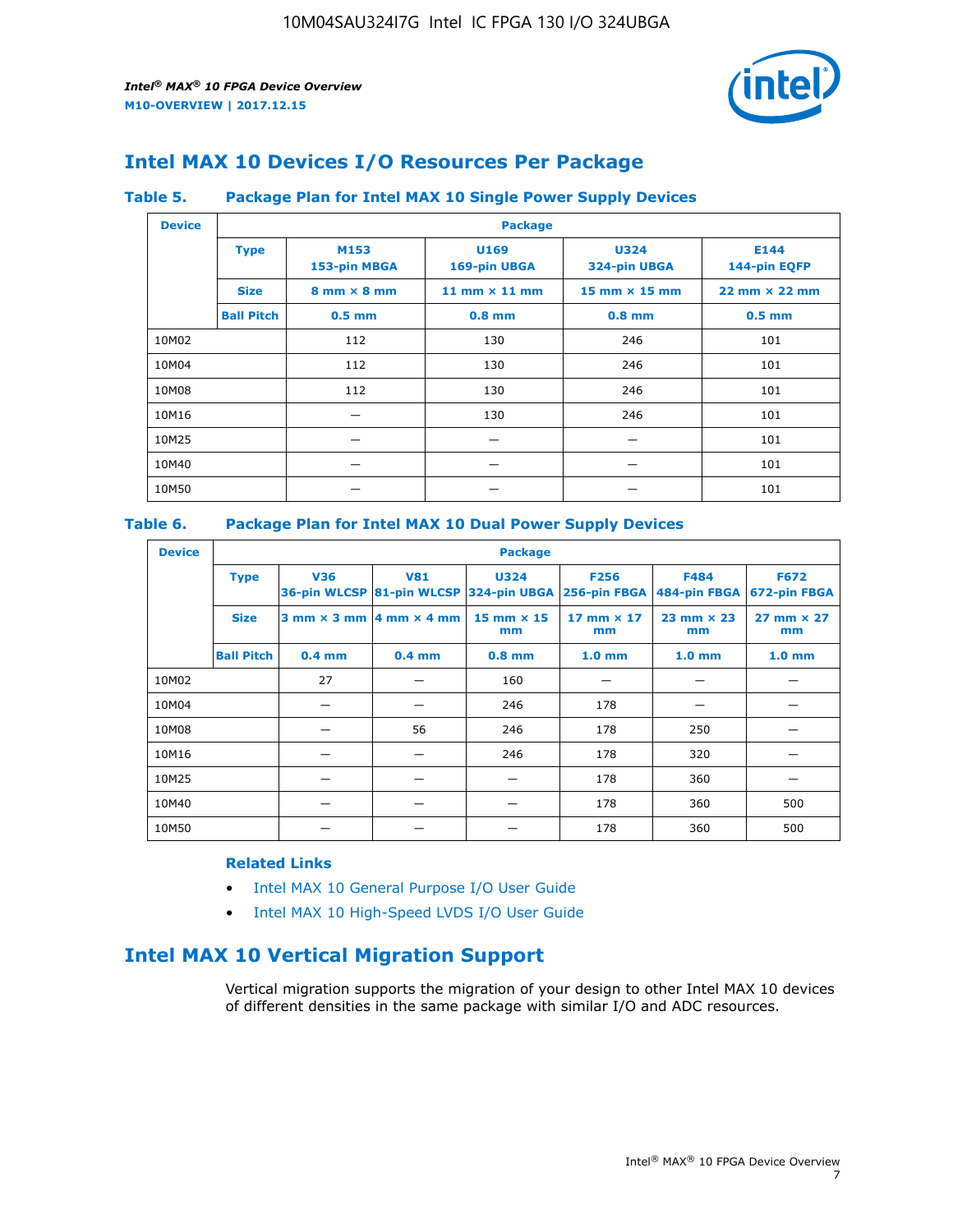# Intel MAX 10 Devices I/O Resources Per Package

### Table 5. Package Plan for Intel MAX 10 Single Power Supply Devices

| Device | Package | | | | |
|---|---|---|---|---|---|
| | **Type** | **M153 153-pin MBGA** | **U169 169-pin UBGA** | **U324 324-pin UBGA** | **E144 144-pin EQFP** |
| | **Size** | **8 mm × 8 mm** | **11 mm × 11 mm** | **15 mm × 15 mm** | **22 mm × 22 mm** |
| | **Ball Pitch** | **0.5 mm** | **0.8 mm** | **0.8 mm** | **0.5 mm** |
| 10M02 | | 112 | 130 | 246 | 101 |
| 10M04 | | 112 | 130 | 246 | 101 |
| 10M08 | | 112 | 130 | 246 | 101 |
| 10M16 | | — | 130 | 246 | 101 |
| 10M25 | | — | — | — | 101 |
| 10M40 | | — | — | — | 101 |
| 10M50 | | — | — | — | 101 |

### Table 6. Package Plan for Intel MAX 10 Dual Power Supply Devices

| Device | Package | | | | | | |
|---|---|---|---|---|---|---|---|
| | **Type** | **V36 36-pin WLCSP** | **V81 81-pin WLCSP** | **U324 324-pin UBGA** | **F256 256-pin FBGA** | **F484 484-pin FBGA** | **F672 672-pin FBGA** |
| | **Size** | **3 mm × 3 mm** | **4 mm × 4 mm** | **15 mm × 15 mm** | **17 mm × 17 mm** | **23 mm × 23 mm** | **27 mm × 27 mm** |
| | **Ball Pitch** | **0.4 mm** | **0.4 mm** | **0.8 mm** | **1.0 mm** | **1.0 mm** | **1.0 mm** |
| 10M02 | | 27 | — | 160 | — | — | — |
| 10M04 | | — | — | 246 | 178 | — | — |
| 10M08 | | — | 56 | 246 | 178 | 250 | — |
| 10M16 | | — | — | 246 | 178 | 320 | — |
| 10M25 | | — | — | — | 178 | 360 | — |
| 10M40 | | — | — | — | 178 | 360 | 500 |
| 10M50 | | — | — | — | 178 | 360 | 500 |

**Related Links**

- Intel MAX 10 General Purpose I/O User Guide
- Intel MAX 10 High-Speed LVDS I/O User Guide

# Intel MAX 10 Vertical Migration Support

Vertical migration supports the migration of your design to other Intel MAX 10 devices of different densities in the same package with similar I/O and ADC resources.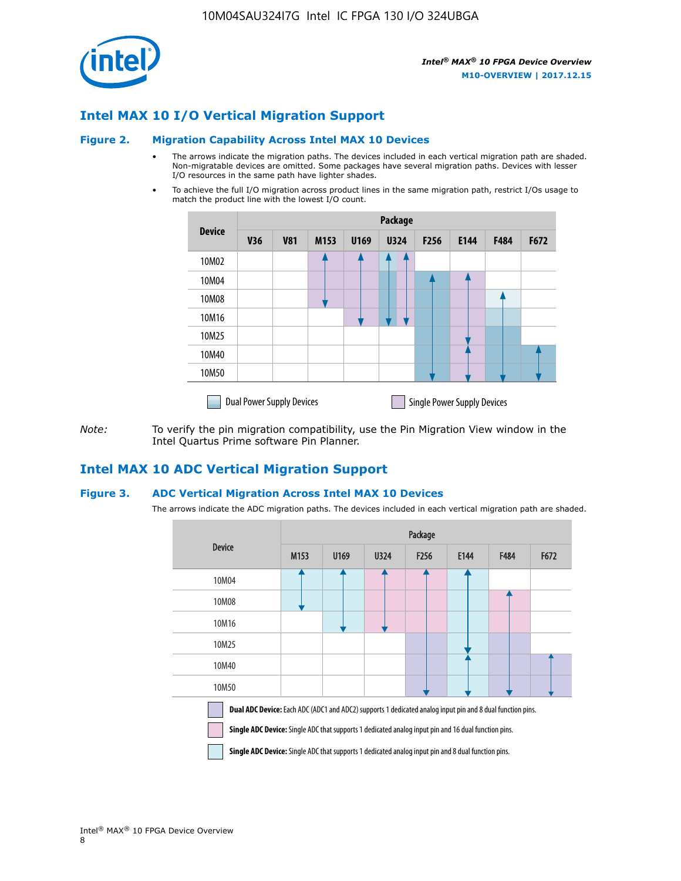## Intel MAX 10 I/O Vertical Migration Support

### Figure 2. Migration Capability Across Intel MAX 10 Devices

- The arrows indicate the migration paths. The devices included in each vertical migration path are shaded. Non-migratable devices are omitted. Some packages have several migration paths. Devices with lesser I/O resources in the same path have lighter shades.
- To achieve the full I/O migration across product lines in the same migration path, restrict I/Os usage to match the product line with the lowest I/O count.

| Device | Package | | | | | | | | |
|---|---|---|---|---|---|---|---|---|---|
| | V36 | V81 | M153 | U169 | U324 | F256 | E144 | F484 | F672 |
| 10M02 | | | | | | | | | |
| 10M04 | | | | | | | | | |
| 10M08 | | | | | | | | | |
| 10M16 | | | | | | | | | |
| 10M25 | | | | | | | | | |
| 10M40 | | | | | | | | | |
| 10M50 | | | | | | | | | |

Dual Power Supply Devices — Single Power Supply Devices

*Note:* To verify the pin migration compatibility, use the Pin Migration View window in the Intel Quartus Prime software Pin Planner.

## Intel MAX 10 ADC Vertical Migration Support

### Figure 3. ADC Vertical Migration Across Intel MAX 10 Devices

The arrows indicate the ADC migration paths. The devices included in each vertical migration path are shaded.

| Device | Package | | | | | | |
|---|---|---|---|---|---|---|---|
| | M153 | U169 | U324 | F256 | E144 | F484 | F672 |
| 10M04 | | | | | | | |
| 10M08 | | | | | | | |
| 10M16 | | | | | | | |
| 10M25 | | | | | | | |
| 10M40 | | | | | | | |
| 10M50 | | | | | | | |

**Dual ADC Device:** Each ADC (ADC1 and ADC2) supports 1 dedicated analog input pin and 8 dual function pins.

**Single ADC Device:** Single ADC that supports 1 dedicated analog input pin and 16 dual function pins.

**Single ADC Device:** Single ADC that supports 1 dedicated analog input pin and 8 dual function pins.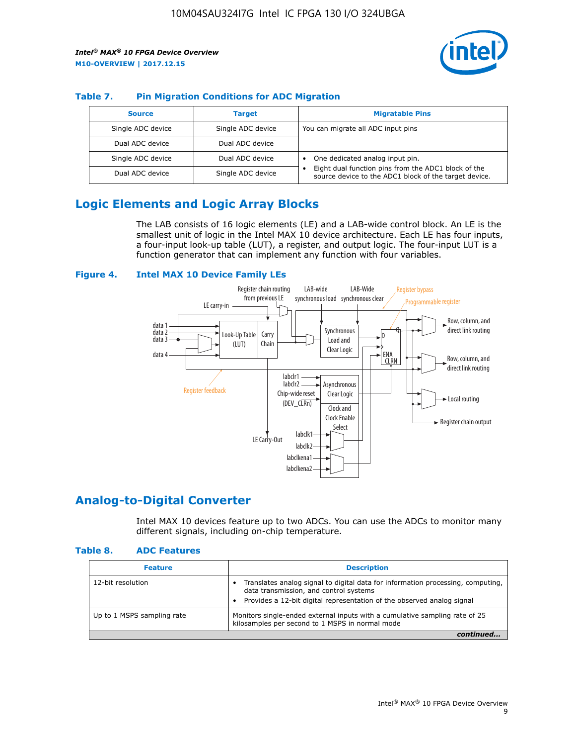### Table 7. Pin Migration Conditions for ADC Migration

| Source | Target | Migratable Pins |
| --- | --- | --- |
| Single ADC device | Single ADC device | You can migrate all ADC input pins |
| Dual ADC device | Dual ADC device | |
| Single ADC device | Dual ADC device | • One dedicated analog input pin. • Eight dual function pins from the ADC1 block of the source device to the ADC1 block of the target device. |
| Dual ADC device | Single ADC device | |

## Logic Elements and Logic Array Blocks

The LAB consists of 16 logic elements (LE) and a LAB-wide control block. An LE is the smallest unit of logic in the Intel MAX 10 device architecture. Each LE has four inputs, a four-input look-up table (LUT), a register, and output logic. The four-input LUT is a function generator that can implement any function with four variables.

### Figure 4. Intel MAX 10 Device Family LEs

## Analog-to-Digital Converter

Intel MAX 10 devices feature up to two ADCs. You can use the ADCs to monitor many different signals, including on-chip temperature.

### Table 8. ADC Features

| Feature | Description |
| --- | --- |
| 12-bit resolution | • Translates analog signal to digital data for information processing, computing, data transmission, and control systems • Provides a 12-bit digital representation of the observed analog signal |
| Up to 1 MSPS sampling rate | Monitors single-ended external inputs with a cumulative sampling rate of 25 kilosamples per second to 1 MSPS in normal mode |

*continued...*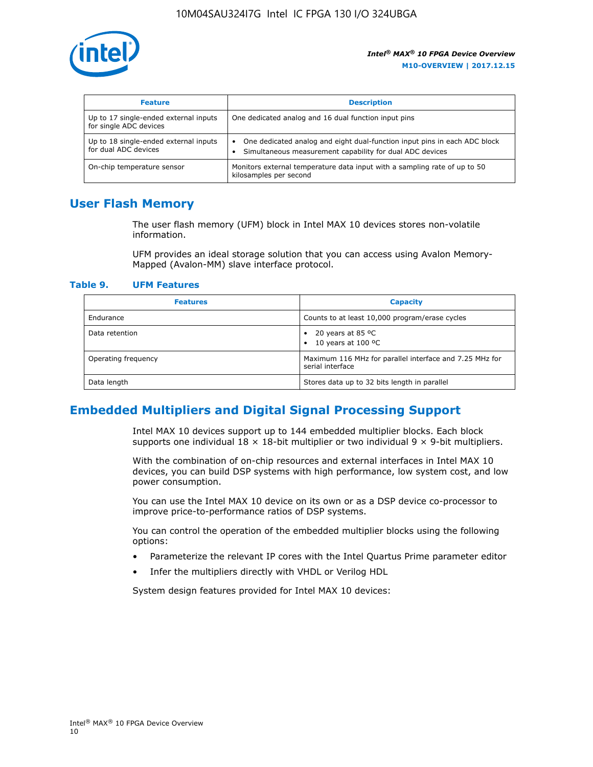| Feature | Description |
| --- | --- |
| Up to 17 single-ended external inputs for single ADC devices | One dedicated analog and 16 dual function input pins |
| Up to 18 single-ended external inputs for dual ADC devices | • One dedicated analog and eight dual-function input pins in each ADC block<br>• Simultaneous measurement capability for dual ADC devices |
| On-chip temperature sensor | Monitors external temperature data input with a sampling rate of up to 50 kilosamples per second |

## User Flash Memory

The user flash memory (UFM) block in Intel MAX 10 devices stores non-volatile information.

UFM provides an ideal storage solution that you can access using Avalon Memory-Mapped (Avalon-MM) slave interface protocol.

**Table 9. UFM Features**

| Features | Capacity |
| --- | --- |
| Endurance | Counts to at least 10,000 program/erase cycles |
| Data retention | • 20 years at 85 ºC<br>• 10 years at 100 ºC |
| Operating frequency | Maximum 116 MHz for parallel interface and 7.25 MHz for serial interface |
| Data length | Stores data up to 32 bits length in parallel |

## Embedded Multipliers and Digital Signal Processing Support

Intel MAX 10 devices support up to 144 embedded multiplier blocks. Each block supports one individual 18 × 18-bit multiplier or two individual 9 × 9-bit multipliers.

With the combination of on-chip resources and external interfaces in Intel MAX 10 devices, you can build DSP systems with high performance, low system cost, and low power consumption.

You can use the Intel MAX 10 device on its own or as a DSP device co-processor to improve price-to-performance ratios of DSP systems.

You can control the operation of the embedded multiplier blocks using the following options:

- Parameterize the relevant IP cores with the Intel Quartus Prime parameter editor
- Infer the multipliers directly with VHDL or Verilog HDL

System design features provided for Intel MAX 10 devices: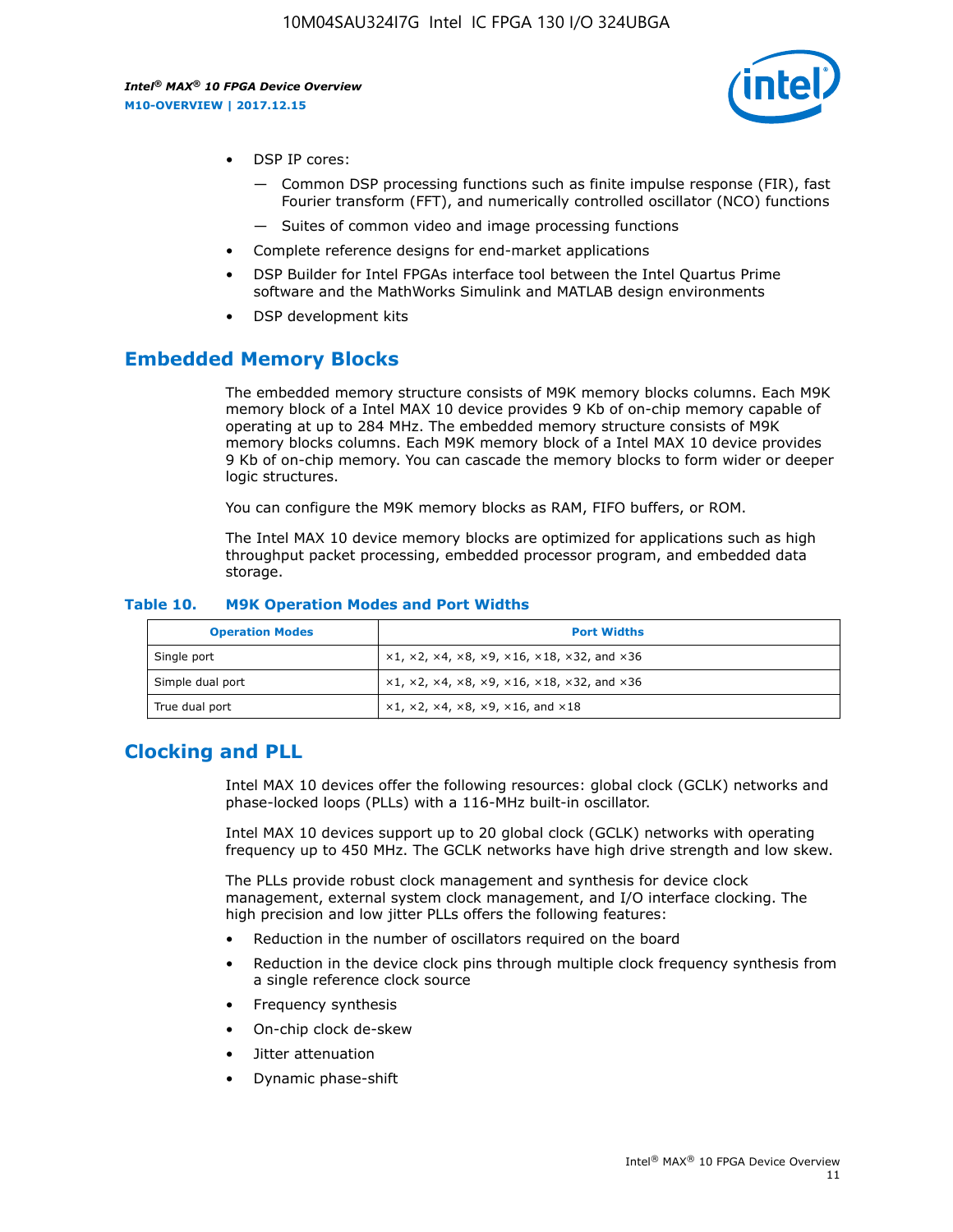- DSP IP cores:
  - Common DSP processing functions such as finite impulse response (FIR), fast Fourier transform (FFT), and numerically controlled oscillator (NCO) functions
  - Suites of common video and image processing functions
- Complete reference designs for end-market applications
- DSP Builder for Intel FPGAs interface tool between the Intel Quartus Prime software and the MathWorks Simulink and MATLAB design environments
- DSP development kits

## Embedded Memory Blocks

The embedded memory structure consists of M9K memory blocks columns. Each M9K memory block of a Intel MAX 10 device provides 9 Kb of on-chip memory capable of operating at up to 284 MHz. The embedded memory structure consists of M9K memory blocks columns. Each M9K memory block of a Intel MAX 10 device provides 9 Kb of on-chip memory. You can cascade the memory blocks to form wider or deeper logic structures.

You can configure the M9K memory blocks as RAM, FIFO buffers, or ROM.

The Intel MAX 10 device memory blocks are optimized for applications such as high throughput packet processing, embedded processor program, and embedded data storage.

**Table 10. M9K Operation Modes and Port Widths**

| Operation Modes | Port Widths |
|---|---|
| Single port | ×1, ×2, ×4, ×8, ×9, ×16, ×18, ×32, and ×36 |
| Simple dual port | ×1, ×2, ×4, ×8, ×9, ×16, ×18, ×32, and ×36 |
| True dual port | ×1, ×2, ×4, ×8, ×9, ×16, and ×18 |

## Clocking and PLL

Intel MAX 10 devices offer the following resources: global clock (GCLK) networks and phase-locked loops (PLLs) with a 116-MHz built-in oscillator.

Intel MAX 10 devices support up to 20 global clock (GCLK) networks with operating frequency up to 450 MHz. The GCLK networks have high drive strength and low skew.

The PLLs provide robust clock management and synthesis for device clock management, external system clock management, and I/O interface clocking. The high precision and low jitter PLLs offers the following features:

- Reduction in the number of oscillators required on the board
- Reduction in the device clock pins through multiple clock frequency synthesis from a single reference clock source
- Frequency synthesis
- On-chip clock de-skew
- Jitter attenuation
- Dynamic phase-shift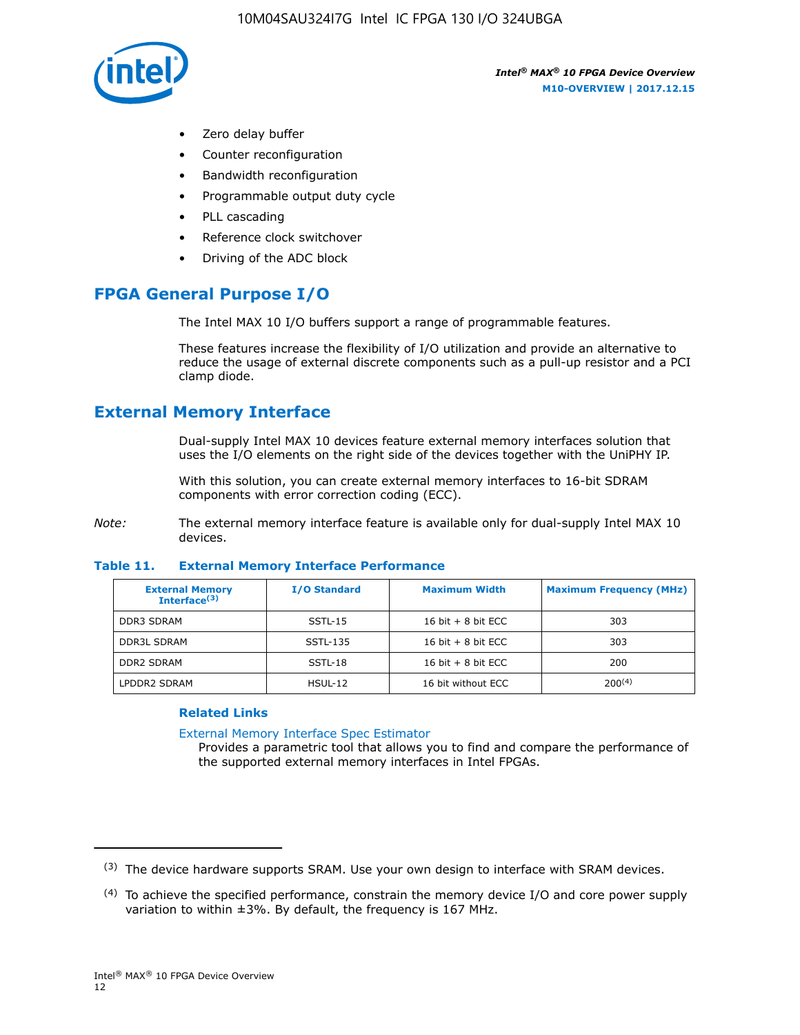- Zero delay buffer
- Counter reconfiguration
- Bandwidth reconfiguration
- Programmable output duty cycle
- PLL cascading
- Reference clock switchover
- Driving of the ADC block

## FPGA General Purpose I/O

The Intel MAX 10 I/O buffers support a range of programmable features.

These features increase the flexibility of I/O utilization and provide an alternative to reduce the usage of external discrete components such as a pull-up resistor and a PCI clamp diode.

## External Memory Interface

Dual-supply Intel MAX 10 devices feature external memory interfaces solution that uses the I/O elements on the right side of the devices together with the UniPHY IP.

With this solution, you can create external memory interfaces to 16-bit SDRAM components with error correction coding (ECC).

*Note:* The external memory interface feature is available only for dual-supply Intel MAX 10 devices.

**Table 11. External Memory Interface Performance**

| External Memory Interface[3] | I/O Standard | Maximum Width | Maximum Frequency (MHz) |
|---|---|---|---|
| DDR3 SDRAM | SSTL-15 | 16 bit + 8 bit ECC | 303 |
| DDR3L SDRAM | SSTL-135 | 16 bit + 8 bit ECC | 303 |
| DDR2 SDRAM | SSTL-18 | 16 bit + 8 bit ECC | 200 |
| LPDDR2 SDRAM | HSUL-12 | 16 bit without ECC | 200[4] |

### Related Links

External Memory Interface Spec Estimator
Provides a parametric tool that allows you to find and compare the performance of the supported external memory interfaces in Intel FPGAs.

---

[3] The device hardware supports SRAM. Use your own design to interface with SRAM devices.

[4] To achieve the specified performance, constrain the memory device I/O and core power supply variation to within ±3%. By default, the frequency is 167 MHz.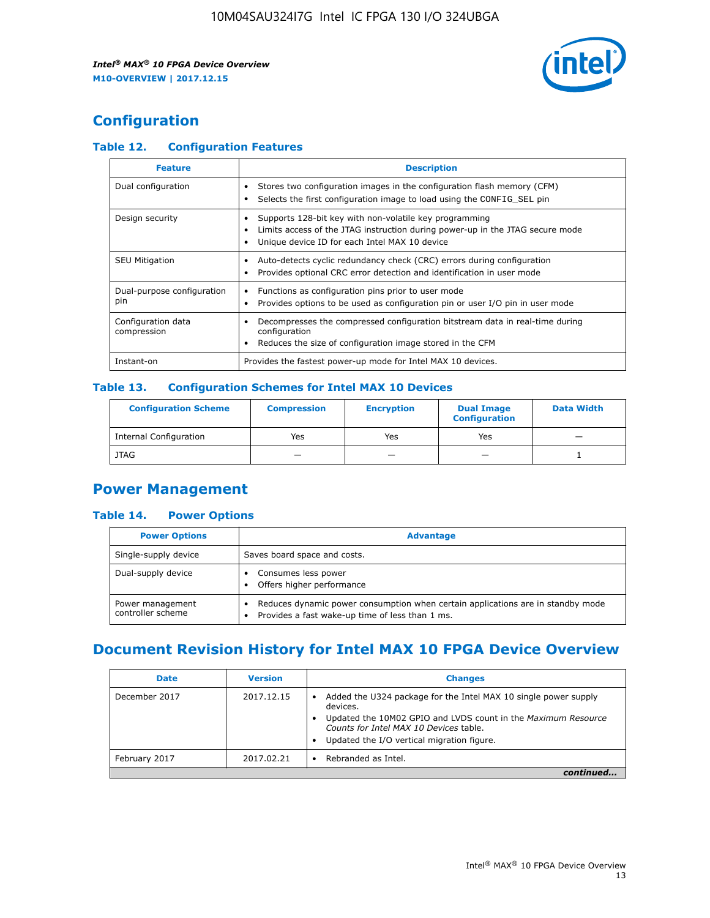## Configuration

### Table 12. Configuration Features

| Feature | Description |
|---|---|
| Dual configuration | • Stores two configuration images in the configuration flash memory (CFM)<br>• Selects the first configuration image to load using the CONFIG_SEL pin |
| Design security | • Supports 128-bit key with non-volatile key programming<br>• Limits access of the JTAG instruction during power-up in the JTAG secure mode<br>• Unique device ID for each Intel MAX 10 device |
| SEU Mitigation | • Auto-detects cyclic redundancy check (CRC) errors during configuration<br>• Provides optional CRC error detection and identification in user mode |
| Dual-purpose configuration pin | • Functions as configuration pins prior to user mode<br>• Provides options to be used as configuration pin or user I/O pin in user mode |
| Configuration data compression | • Decompresses the compressed configuration bitstream data in real-time during configuration<br>• Reduces the size of configuration image stored in the CFM |
| Instant-on | Provides the fastest power-up mode for Intel MAX 10 devices. |

### Table 13. Configuration Schemes for Intel MAX 10 Devices

| Configuration Scheme | Compression | Encryption | Dual Image Configuration | Data Width |
|---|---|---|---|---|
| Internal Configuration | Yes | Yes | Yes | — |
| JTAG | — | — | — | 1 |

## Power Management

### Table 14. Power Options

| Power Options | Advantage |
|---|---|
| Single-supply device | Saves board space and costs. |
| Dual-supply device | • Consumes less power<br>• Offers higher performance |
| Power management controller scheme | • Reduces dynamic power consumption when certain applications are in standby mode<br>• Provides a fast wake-up time of less than 1 ms. |

## Document Revision History for Intel MAX 10 FPGA Device Overview

| Date | Version | Changes |
|---|---|---|
| December 2017 | 2017.12.15 | • Added the U324 package for the Intel MAX 10 single power supply devices.<br>• Updated the 10M02 GPIO and LVDS count in the *Maximum Resource Counts for Intel MAX 10 Devices* table.<br>• Updated the I/O vertical migration figure. |
| February 2017 | 2017.02.21 | • Rebranded as Intel. |

*continued...*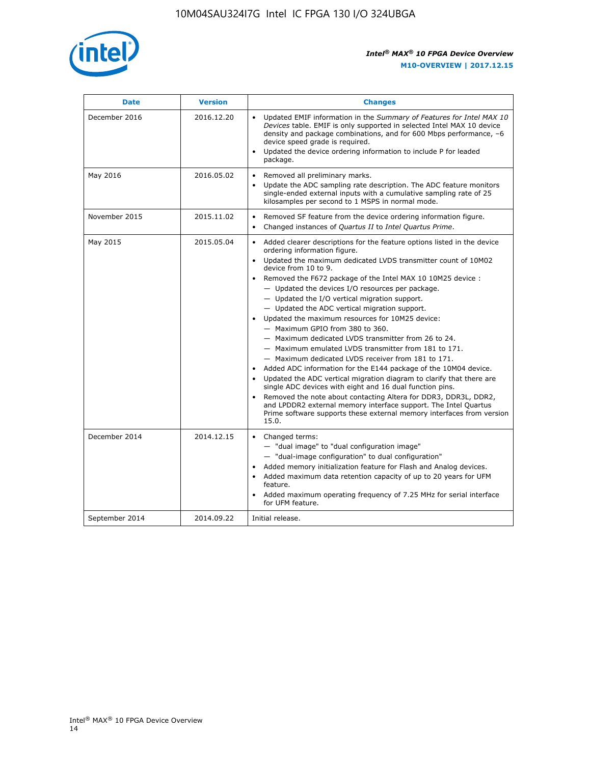| Date | Version | Changes |
| --- | --- | --- |
| December 2016 | 2016.12.20 | • Updated EMIF information in the *Summary of Features for Intel MAX 10 Devices* table. EMIF is only supported in selected Intel MAX 10 device density and package combinations, and for 600 Mbps performance, –6 device speed grade is required.<br>• Updated the device ordering information to include P for leaded package. |
| May 2016 | 2016.05.02 | • Removed all preliminary marks.<br>• Update the ADC sampling rate description. The ADC feature monitors single-ended external inputs with a cumulative sampling rate of 25 kilosamples per second to 1 MSPS in normal mode. |
| November 2015 | 2015.11.02 | • Removed SF feature from the device ordering information figure.<br>• Changed instances of *Quartus II* to *Intel Quartus Prime*. |
| May 2015 | 2015.05.04 | • Added clearer descriptions for the feature options listed in the device ordering information figure.<br>• Updated the maximum dedicated LVDS transmitter count of 10M02 device from 10 to 9.<br>• Removed the F672 package of the Intel MAX 10 10M25 device :<br>— Updated the devices I/O resources per package.<br>— Updated the I/O vertical migration support.<br>— Updated the ADC vertical migration support.<br>• Updated the maximum resources for 10M25 device:<br>— Maximum GPIO from 380 to 360.<br>— Maximum dedicated LVDS transmitter from 26 to 24.<br>— Maximum emulated LVDS transmitter from 181 to 171.<br>— Maximum dedicated LVDS receiver from 181 to 171.<br>• Added ADC information for the E144 package of the 10M04 device.<br>• Updated the ADC vertical migration diagram to clarify that there are single ADC devices with eight and 16 dual function pins.<br>• Removed the note about contacting Altera for DDR3, DDR3L, DDR2, and LPDDR2 external memory interface support. The Intel Quartus Prime software supports these external memory interfaces from version 15.0. |
| December 2014 | 2014.12.15 | • Changed terms:<br>— "dual image" to "dual configuration image"<br>— "dual-image configuration" to dual configuration"<br>• Added memory initialization feature for Flash and Analog devices.<br>• Added maximum data retention capacity of up to 20 years for UFM feature.<br>• Added maximum operating frequency of 7.25 MHz for serial interface for UFM feature. |
| September 2014 | 2014.09.22 | Initial release. |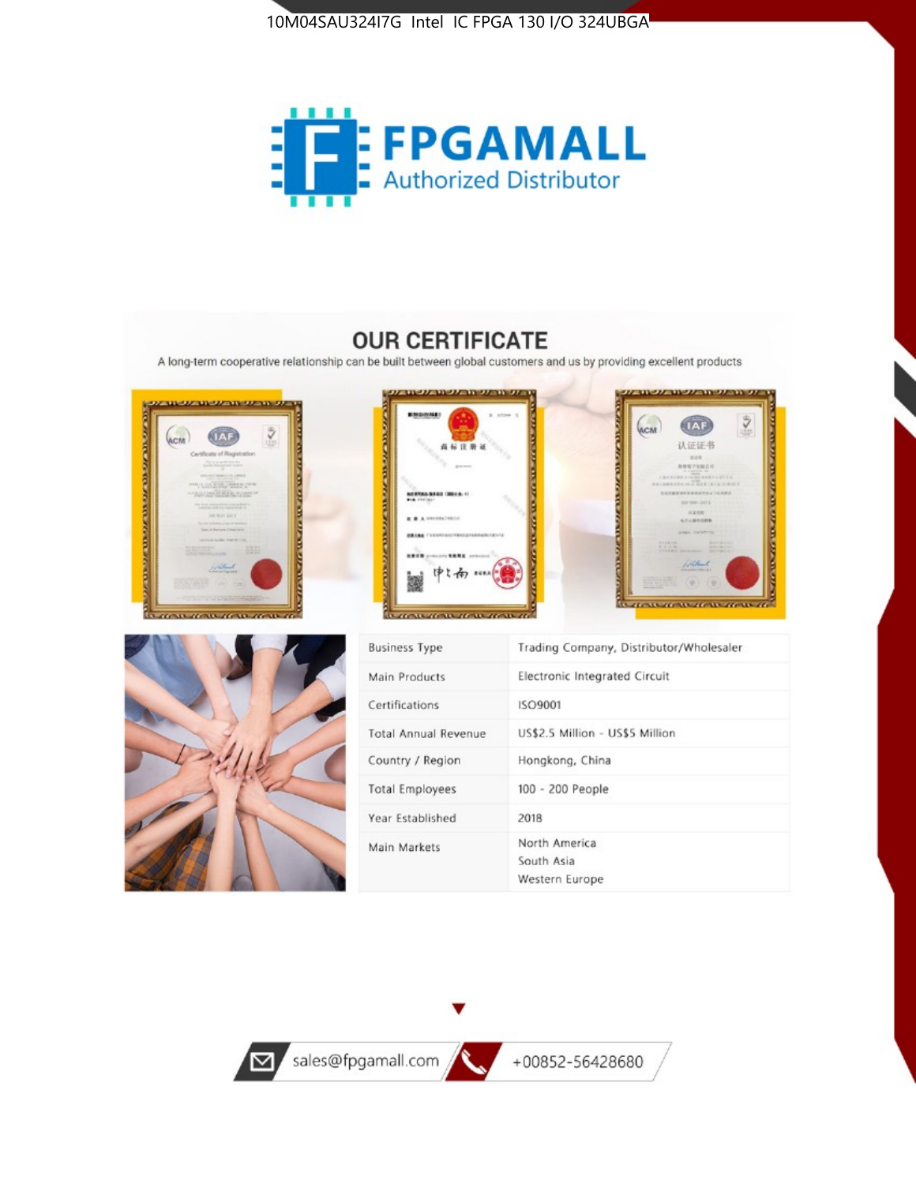FPGAMALL
Authorized Distributor

## OUR CERTIFICATE

A long-term cooperative relationship can be built between global customers and us by providing excellent products

| | |
|---|---|
| Business Type | Trading Company, Distributor/Wholesaler |
| Main Products | Electronic Integrated Circuit |
| Certifications | ISO9001 |
| Total Annual Revenue | US$2.5 Million - US$5 Million |
| Country / Region | Hongkong, China |
| Total Employees | 100 - 200 People |
| Year Established | 2018 |
| Main Markets | North America<br>South Asia<br>Western Europe |

sales@fpgamall.com

+00852-56428680